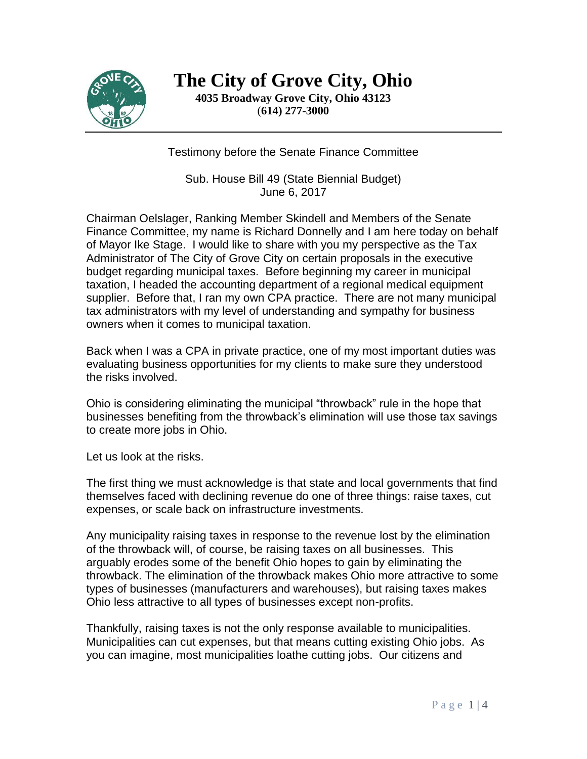# The City of Grove City, Ohio

**4035 Broadway Grove City, Ohio 43123**
**(614) 277-3000**

---

Testimony before the Senate Finance Committee

Sub. House Bill 49 (State Biennial Budget)
June 6, 2017

Chairman Oelslager, Ranking Member Skindell and Members of the Senate Finance Committee, my name is Richard Donnelly and I am here today on behalf of Mayor Ike Stage. I would like to share with you my perspective as the Tax Administrator of The City of Grove City on certain proposals in the executive budget regarding municipal taxes. Before beginning my career in municipal taxation, I headed the accounting department of a regional medical equipment supplier. Before that, I ran my own CPA practice. There are not many municipal tax administrators with my level of understanding and sympathy for business owners when it comes to municipal taxation.

Back when I was a CPA in private practice, one of my most important duties was evaluating business opportunities for my clients to make sure they understood the risks involved.

Ohio is considering eliminating the municipal "throwback" rule in the hope that businesses benefiting from the throwback's elimination will use those tax savings to create more jobs in Ohio.

Let us look at the risks.

The first thing we must acknowledge is that state and local governments that find themselves faced with declining revenue do one of three things: raise taxes, cut expenses, or scale back on infrastructure investments.

Any municipality raising taxes in response to the revenue lost by the elimination of the throwback will, of course, be raising taxes on all businesses. This arguably erodes some of the benefit Ohio hopes to gain by eliminating the throwback. The elimination of the throwback makes Ohio more attractive to some types of businesses (manufacturers and warehouses), but raising taxes makes Ohio less attractive to all types of businesses except non-profits.

Thankfully, raising taxes is not the only response available to municipalities. Municipalities can cut expenses, but that means cutting existing Ohio jobs. As you can imagine, most municipalities loathe cutting jobs. Our citizens and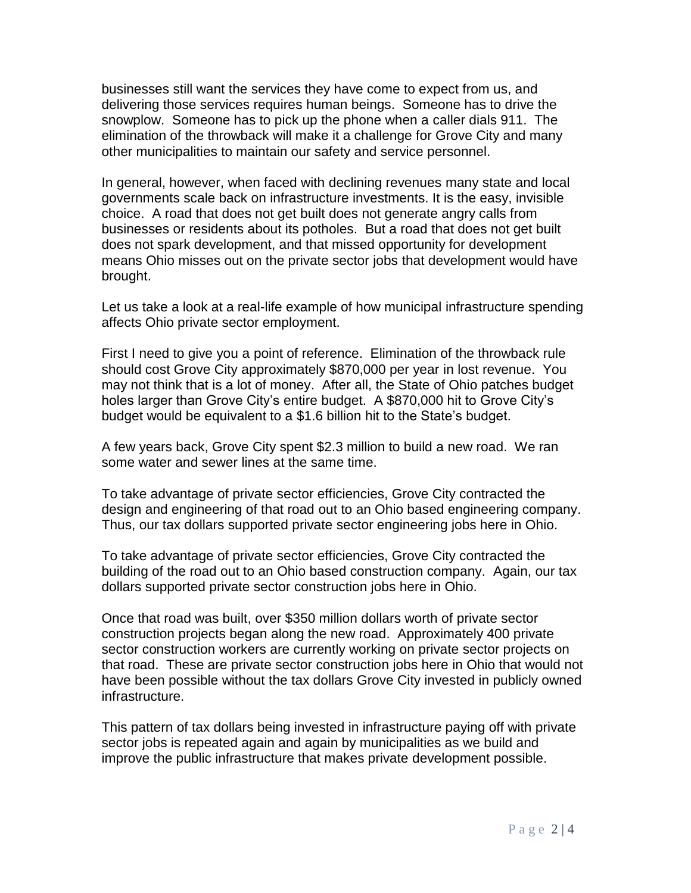businesses still want the services they have come to expect from us, and delivering those services requires human beings. Someone has to drive the snowplow. Someone has to pick up the phone when a caller dials 911. The elimination of the throwback will make it a challenge for Grove City and many other municipalities to maintain our safety and service personnel.

In general, however, when faced with declining revenues many state and local governments scale back on infrastructure investments. It is the easy, invisible choice. A road that does not get built does not generate angry calls from businesses or residents about its potholes. But a road that does not get built does not spark development, and that missed opportunity for development means Ohio misses out on the private sector jobs that development would have brought.

Let us take a look at a real-life example of how municipal infrastructure spending affects Ohio private sector employment.

First I need to give you a point of reference. Elimination of the throwback rule should cost Grove City approximately $870,000 per year in lost revenue. You may not think that is a lot of money. After all, the State of Ohio patches budget holes larger than Grove City's entire budget. A $870,000 hit to Grove City's budget would be equivalent to a $1.6 billion hit to the State's budget.

A few years back, Grove City spent $2.3 million to build a new road. We ran some water and sewer lines at the same time.

To take advantage of private sector efficiencies, Grove City contracted the design and engineering of that road out to an Ohio based engineering company. Thus, our tax dollars supported private sector engineering jobs here in Ohio.

To take advantage of private sector efficiencies, Grove City contracted the building of the road out to an Ohio based construction company. Again, our tax dollars supported private sector construction jobs here in Ohio.

Once that road was built, over $350 million dollars worth of private sector construction projects began along the new road. Approximately 400 private sector construction workers are currently working on private sector projects on that road. These are private sector construction jobs here in Ohio that would not have been possible without the tax dollars Grove City invested in publicly owned infrastructure.

This pattern of tax dollars being invested in infrastructure paying off with private sector jobs is repeated again and again by municipalities as we build and improve the public infrastructure that makes private development possible.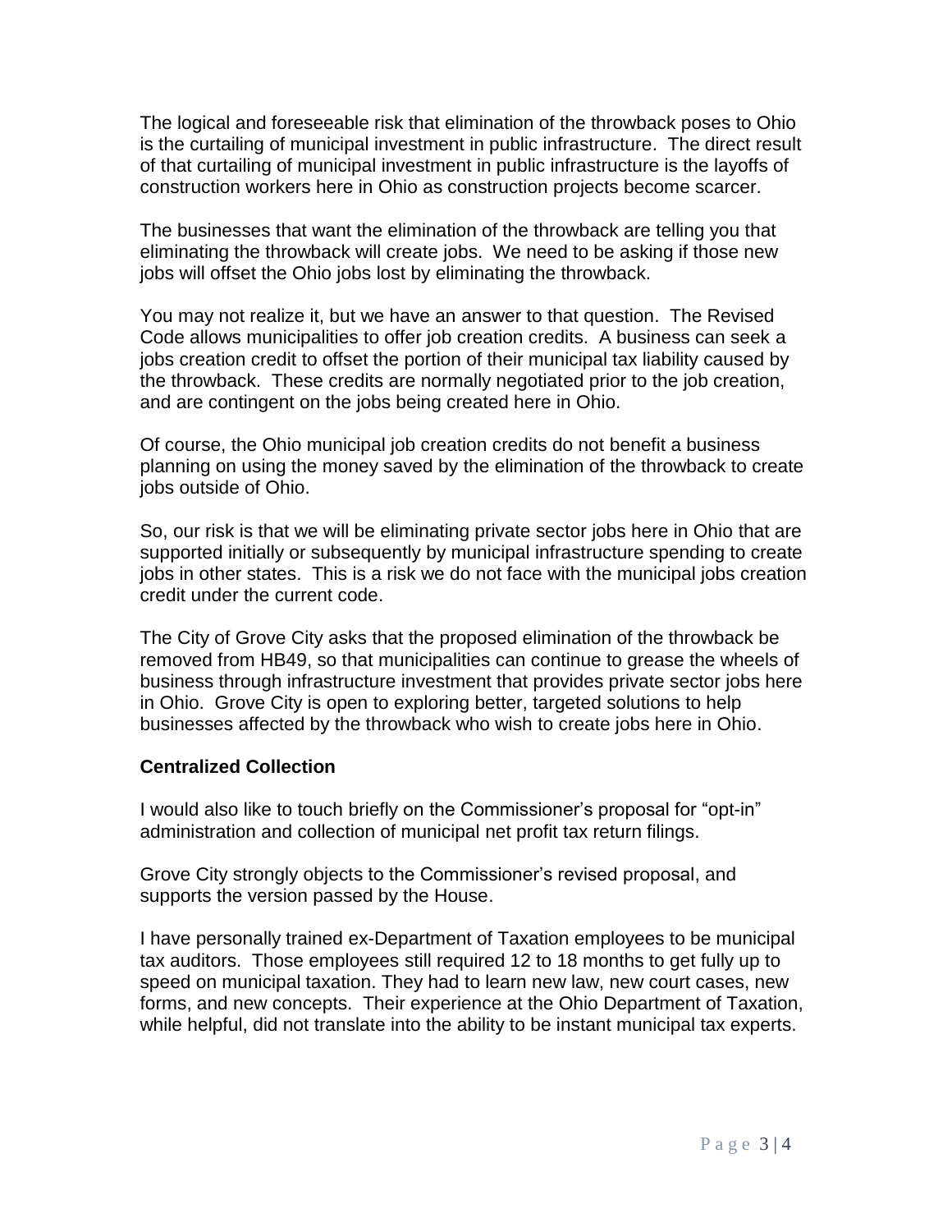The logical and foreseeable risk that elimination of the throwback poses to Ohio is the curtailing of municipal investment in public infrastructure. The direct result of that curtailing of municipal investment in public infrastructure is the layoffs of construction workers here in Ohio as construction projects become scarcer.

The businesses that want the elimination of the throwback are telling you that eliminating the throwback will create jobs. We need to be asking if those new jobs will offset the Ohio jobs lost by eliminating the throwback.

You may not realize it, but we have an answer to that question. The Revised Code allows municipalities to offer job creation credits. A business can seek a jobs creation credit to offset the portion of their municipal tax liability caused by the throwback. These credits are normally negotiated prior to the job creation, and are contingent on the jobs being created here in Ohio.

Of course, the Ohio municipal job creation credits do not benefit a business planning on using the money saved by the elimination of the throwback to create jobs outside of Ohio.

So, our risk is that we will be eliminating private sector jobs here in Ohio that are supported initially or subsequently by municipal infrastructure spending to create jobs in other states. This is a risk we do not face with the municipal jobs creation credit under the current code.

The City of Grove City asks that the proposed elimination of the throwback be removed from HB49, so that municipalities can continue to grease the wheels of business through infrastructure investment that provides private sector jobs here in Ohio. Grove City is open to exploring better, targeted solutions to help businesses affected by the throwback who wish to create jobs here in Ohio.

**Centralized Collection**

I would also like to touch briefly on the Commissioner's proposal for "opt-in" administration and collection of municipal net profit tax return filings.

Grove City strongly objects to the Commissioner's revised proposal, and supports the version passed by the House.

I have personally trained ex-Department of Taxation employees to be municipal tax auditors. Those employees still required 12 to 18 months to get fully up to speed on municipal taxation. They had to learn new law, new court cases, new forms, and new concepts. Their experience at the Ohio Department of Taxation, while helpful, did not translate into the ability to be instant municipal tax experts.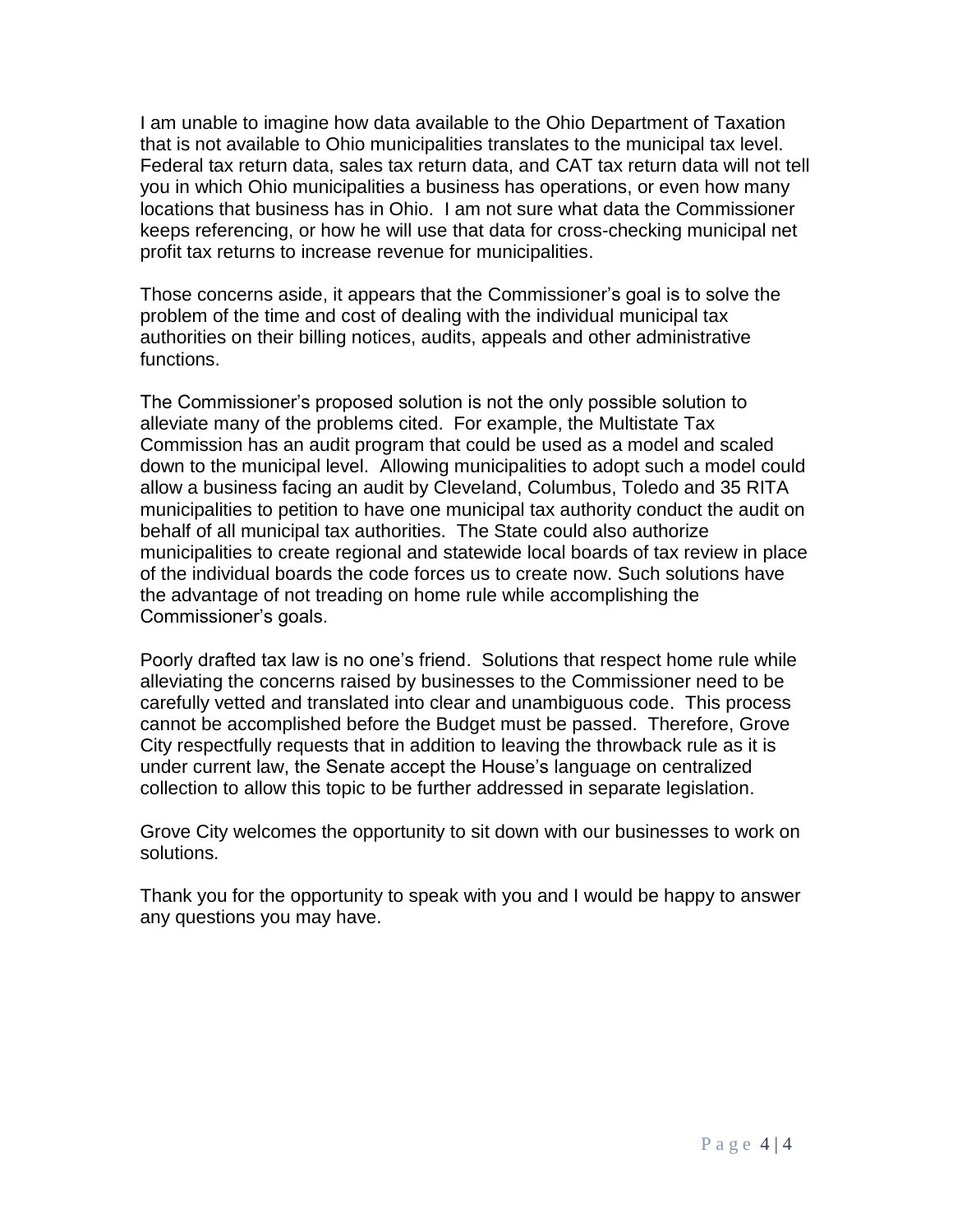I am unable to imagine how data available to the Ohio Department of Taxation that is not available to Ohio municipalities translates to the municipal tax level. Federal tax return data, sales tax return data, and CAT tax return data will not tell you in which Ohio municipalities a business has operations, or even how many locations that business has in Ohio. I am not sure what data the Commissioner keeps referencing, or how he will use that data for cross-checking municipal net profit tax returns to increase revenue for municipalities.

Those concerns aside, it appears that the Commissioner's goal is to solve the problem of the time and cost of dealing with the individual municipal tax authorities on their billing notices, audits, appeals and other administrative functions.

The Commissioner's proposed solution is not the only possible solution to alleviate many of the problems cited. For example, the Multistate Tax Commission has an audit program that could be used as a model and scaled down to the municipal level. Allowing municipalities to adopt such a model could allow a business facing an audit by Cleveland, Columbus, Toledo and 35 RITA municipalities to petition to have one municipal tax authority conduct the audit on behalf of all municipal tax authorities. The State could also authorize municipalities to create regional and statewide local boards of tax review in place of the individual boards the code forces us to create now. Such solutions have the advantage of not treading on home rule while accomplishing the Commissioner's goals.

Poorly drafted tax law is no one's friend. Solutions that respect home rule while alleviating the concerns raised by businesses to the Commissioner need to be carefully vetted and translated into clear and unambiguous code. This process cannot be accomplished before the Budget must be passed. Therefore, Grove City respectfully requests that in addition to leaving the throwback rule as it is under current law, the Senate accept the House's language on centralized collection to allow this topic to be further addressed in separate legislation.

Grove City welcomes the opportunity to sit down with our businesses to work on solutions.

Thank you for the opportunity to speak with you and I would be happy to answer any questions you may have.